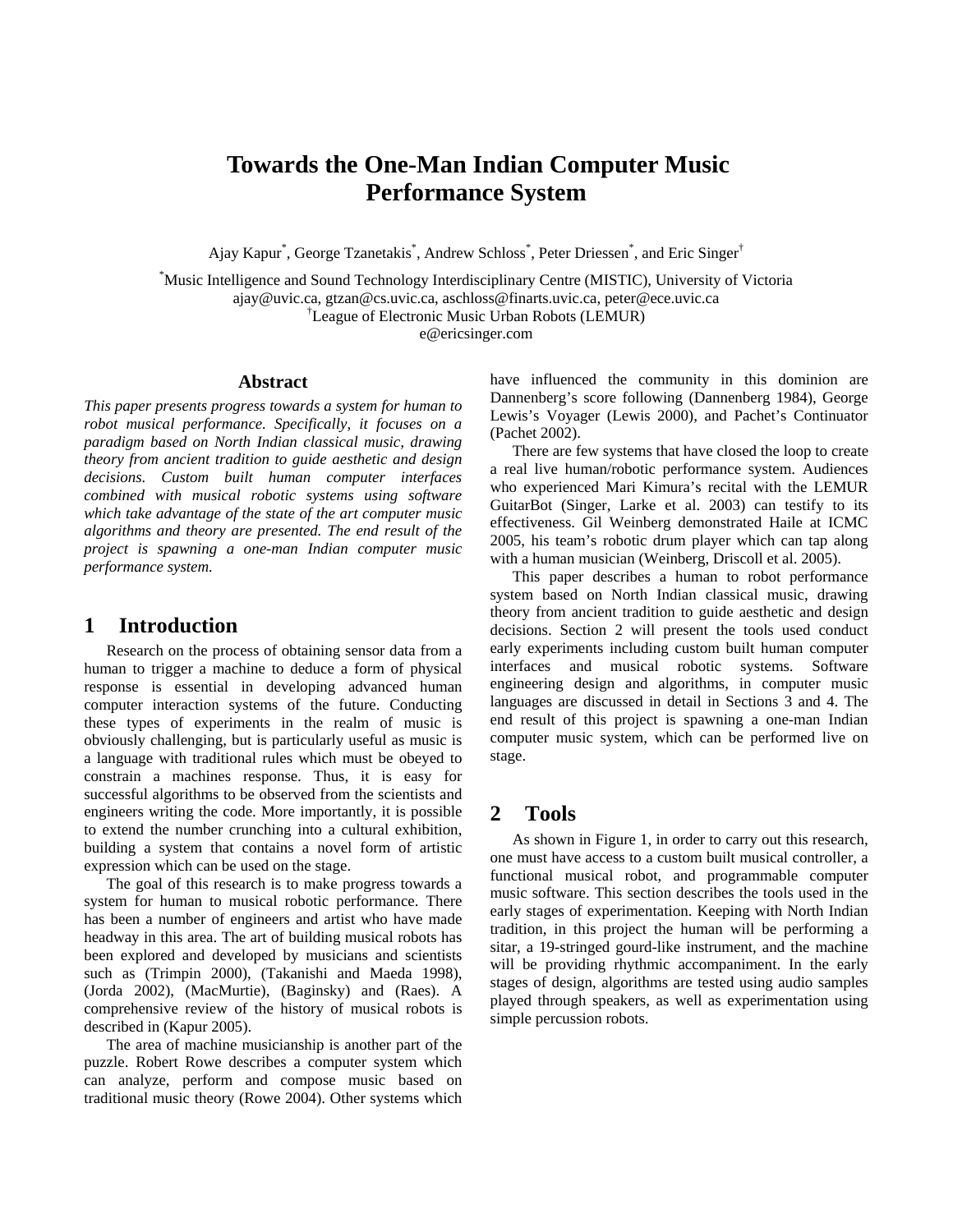# Towards the One-Man Indian Computer Music Performance System

Ajay Kapur[*], George Tzanetakis[*], Andrew Schloss[*], Peter Driessen[*], and Eric Singer[†]

[*]Music Intelligence and Sound Technology Interdisciplinary Centre (MISTIC), University of Victoria
ajay@uvic.ca, gtzan@cs.uvic.ca, aschloss@finarts.uvic.ca, peter@ece.uvic.ca
[†]League of Electronic Music Urban Robots (LEMUR)
e@ericsinger.com

### Abstract

*This paper presents progress towards a system for human to robot musical performance. Specifically, it focuses on a paradigm based on North Indian classical music, drawing theory from ancient tradition to guide aesthetic and design decisions. Custom built human computer interfaces combined with musical robotic systems using software which take advantage of the state of the art computer music algorithms and theory are presented. The end result of the project is spawning a one-man Indian computer music performance system.*

## 1 Introduction

Research on the process of obtaining sensor data from a human to trigger a machine to deduce a form of physical response is essential in developing advanced human computer interaction systems of the future. Conducting these types of experiments in the realm of music is obviously challenging, but is particularly useful as music is a language with traditional rules which must be obeyed to constrain a machines response. Thus, it is easy for successful algorithms to be observed from the scientists and engineers writing the code. More importantly, it is possible to extend the number crunching into a cultural exhibition, building a system that contains a novel form of artistic expression which can be used on the stage.

The goal of this research is to make progress towards a system for human to musical robotic performance. There has been a number of engineers and artist who have made headway in this area. The art of building musical robots has been explored and developed by musicians and scientists such as (Trimpin 2000), (Takanishi and Maeda 1998), (Jorda 2002), (MacMurtie), (Baginsky) and (Raes). A comprehensive review of the history of musical robots is described in (Kapur 2005).

The area of machine musicianship is another part of the puzzle. Robert Rowe describes a computer system which can analyze, perform and compose music based on traditional music theory (Rowe 2004). Other systems which have influenced the community in this dominion are Dannenberg's score following (Dannenberg 1984), George Lewis's Voyager (Lewis 2000), and Pachet's Continuator (Pachet 2002).

There are few systems that have closed the loop to create a real live human/robotic performance system. Audiences who experienced Mari Kimura's recital with the LEMUR GuitarBot (Singer, Larke et al. 2003) can testify to its effectiveness. Gil Weinberg demonstrated Haile at ICMC 2005, his team's robotic drum player which can tap along with a human musician (Weinberg, Driscoll et al. 2005).

This paper describes a human to robot performance system based on North Indian classical music, drawing theory from ancient tradition to guide aesthetic and design decisions. Section 2 will present the tools used conduct early experiments including custom built human computer interfaces and musical robotic systems. Software engineering design and algorithms, in computer music languages are discussed in detail in Sections 3 and 4. The end result of this project is spawning a one-man Indian computer music system, which can be performed live on stage.

## 2 Tools

As shown in Figure 1, in order to carry out this research, one must have access to a custom built musical controller, a functional musical robot, and programmable computer music software. This section describes the tools used in the early stages of experimentation. Keeping with North Indian tradition, in this project the human will be performing a sitar, a 19-stringed gourd-like instrument, and the machine will be providing rhythmic accompaniment. In the early stages of design, algorithms are tested using audio samples played through speakers, as well as experimentation using simple percussion robots.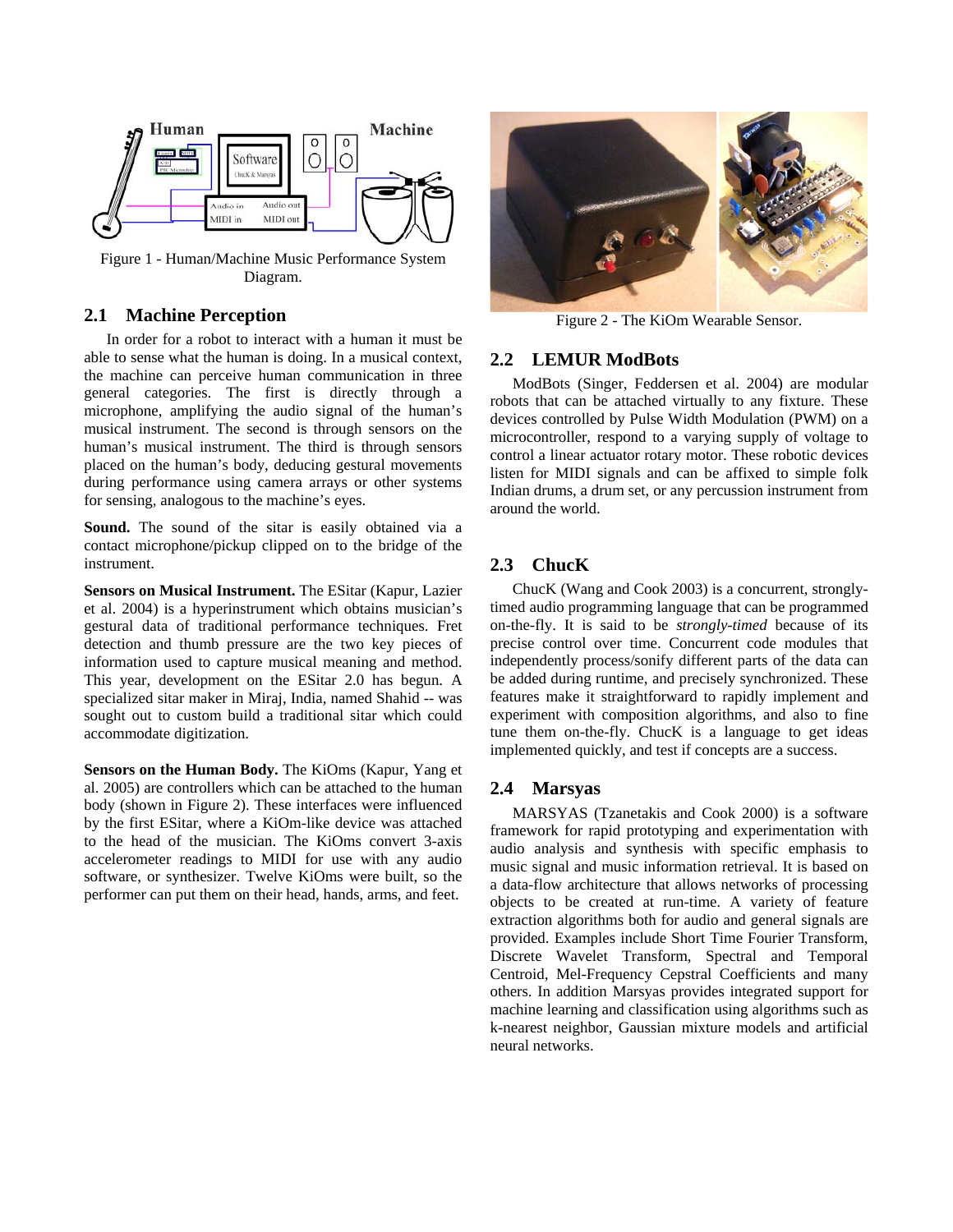Figure 1 - Human/Machine Music Performance System Diagram.

## 2.1 Machine Perception

In order for a robot to interact with a human it must be able to sense what the human is doing. In a musical context, the machine can perceive human communication in three general categories. The first is directly through a microphone, amplifying the audio signal of the human's musical instrument. The second is through sensors on the human's musical instrument. The third is through sensors placed on the human's body, deducing gestural movements during performance using camera arrays or other systems for sensing, analogous to the machine's eyes.

**Sound.** The sound of the sitar is easily obtained via a contact microphone/pickup clipped on to the bridge of the instrument.

**Sensors on Musical Instrument.** The ESitar (Kapur, Lazier et al. 2004) is a hyperinstrument which obtains musician's gestural data of traditional performance techniques. Fret detection and thumb pressure are the two key pieces of information used to capture musical meaning and method. This year, development on the ESitar 2.0 has begun. A specialized sitar maker in Miraj, India, named Shahid -- was sought out to custom build a traditional sitar which could accommodate digitization.

**Sensors on the Human Body.** The KiOms (Kapur, Yang et al. 2005) are controllers which can be attached to the human body (shown in Figure 2). These interfaces were influenced by the first ESitar, where a KiOm-like device was attached to the head of the musician. The KiOms convert 3-axis accelerometer readings to MIDI for use with any audio software, or synthesizer. Twelve KiOms were built, so the performer can put them on their head, hands, arms, and feet.

Figure 2 - The KiOm Wearable Sensor.

## 2.2 LEMUR ModBots

ModBots (Singer, Feddersen et al. 2004) are modular robots that can be attached virtually to any fixture. These devices controlled by Pulse Width Modulation (PWM) on a microcontroller, respond to a varying supply of voltage to control a linear actuator rotary motor. These robotic devices listen for MIDI signals and can be affixed to simple folk Indian drums, a drum set, or any percussion instrument from around the world.

## 2.3 ChucK

ChucK (Wang and Cook 2003) is a concurrent, strongly-timed audio programming language that can be programmed on-the-fly. It is said to be *strongly-timed* because of its precise control over time. Concurrent code modules that independently process/sonify different parts of the data can be added during runtime, and precisely synchronized. These features make it straightforward to rapidly implement and experiment with composition algorithms, and also to fine tune them on-the-fly. ChucK is a language to get ideas implemented quickly, and test if concepts are a success.

## 2.4 Marsyas

MARSYAS (Tzanetakis and Cook 2000) is a software framework for rapid prototyping and experimentation with audio analysis and synthesis with specific emphasis to music signal and music information retrieval. It is based on a data-flow architecture that allows networks of processing objects to be created at run-time. A variety of feature extraction algorithms both for audio and general signals are provided. Examples include Short Time Fourier Transform, Discrete Wavelet Transform, Spectral and Temporal Centroid, Mel-Frequency Cepstral Coefficients and many others. In addition Marsyas provides integrated support for machine learning and classification using algorithms such as k-nearest neighbor, Gaussian mixture models and artificial neural networks.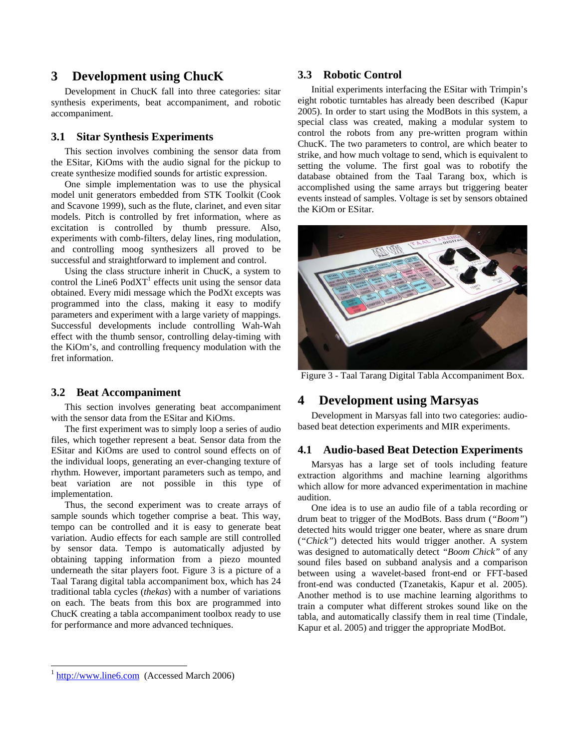## 3 Development using ChucK

Development in ChucK fall into three categories: sitar synthesis experiments, beat accompaniment, and robotic accompaniment.

### 3.1 Sitar Synthesis Experiments

This section involves combining the sensor data from the ESitar, KiOms with the audio signal for the pickup to create synthesize modified sounds for artistic expression.

One simple implementation was to use the physical model unit generators embedded from STK Toolkit (Cook and Scavone 1999), such as the flute, clarinet, and even sitar models. Pitch is controlled by fret information, where as excitation is controlled by thumb pressure. Also, experiments with comb-filters, delay lines, ring modulation, and controlling moog synthesizers all proved to be successful and straightforward to implement and control.

Using the class structure inherit in ChucK, a system to control the Line6 PodXT[1] effects unit using the sensor data obtained. Every midi message which the PodXt excepts was programmed into the class, making it easy to modify parameters and experiment with a large variety of mappings. Successful developments include controlling Wah-Wah effect with the thumb sensor, controlling delay-timing with the KiOm's, and controlling frequency modulation with the fret information.

### 3.2 Beat Accompaniment

This section involves generating beat accompaniment with the sensor data from the ESitar and KiOms.

The first experiment was to simply loop a series of audio files, which together represent a beat. Sensor data from the ESitar and KiOms are used to control sound effects on of the individual loops, generating an ever-changing texture of rhythm. However, important parameters such as tempo, and beat variation are not possible in this type of implementation.

Thus, the second experiment was to create arrays of sample sounds which together comprise a beat. This way, tempo can be controlled and it is easy to generate beat variation. Audio effects for each sample are still controlled by sensor data. Tempo is automatically adjusted by obtaining tapping information from a piezo mounted underneath the sitar players foot. Figure 3 is a picture of a Taal Tarang digital tabla accompaniment box, which has 24 traditional tabla cycles (*thekas*) with a number of variations on each. The beats from this box are programmed into ChucK creating a tabla accompaniment toolbox ready to use for performance and more advanced techniques.

### 3.3 Robotic Control

Initial experiments interfacing the ESitar with Trimpin's eight robotic turntables has already been described (Kapur 2005). In order to start using the ModBots in this system, a special class was created, making a modular system to control the robots from any pre-written program within ChucK. The two parameters to control, are which beater to strike, and how much voltage to send, which is equivalent to setting the volume. The first goal was to robotify the database obtained from the Taal Tarang box, which is accomplished using the same arrays but triggering beater events instead of samples. Voltage is set by sensors obtained the KiOm or ESitar.

Figure 3 - Taal Tarang Digital Tabla Accompaniment Box.

## 4 Development using Marsyas

Development in Marsyas fall into two categories: audio-based beat detection experiments and MIR experiments.

### 4.1 Audio-based Beat Detection Experiments

Marsyas has a large set of tools including feature extraction algorithms and machine learning algorithms which allow for more advanced experimentation in machine audition.

One idea is to use an audio file of a tabla recording or drum beat to trigger of the ModBots. Bass drum (*"Boom"*) detected hits would trigger one beater, where as snare drum (*"Chick"*) detected hits would trigger another. A system was designed to automatically detect *"Boom Chick"* of any sound files based on subband analysis and a comparison between using a wavelet-based front-end or FFT-based front-end was conducted (Tzanetakis, Kapur et al. 2005). Another method is to use machine learning algorithms to train a computer what different strokes sound like on the tabla, and automatically classify them in real time (Tindale, Kapur et al. 2005) and trigger the appropriate ModBot.

[1] http://www.line6.com (Accessed March 2006)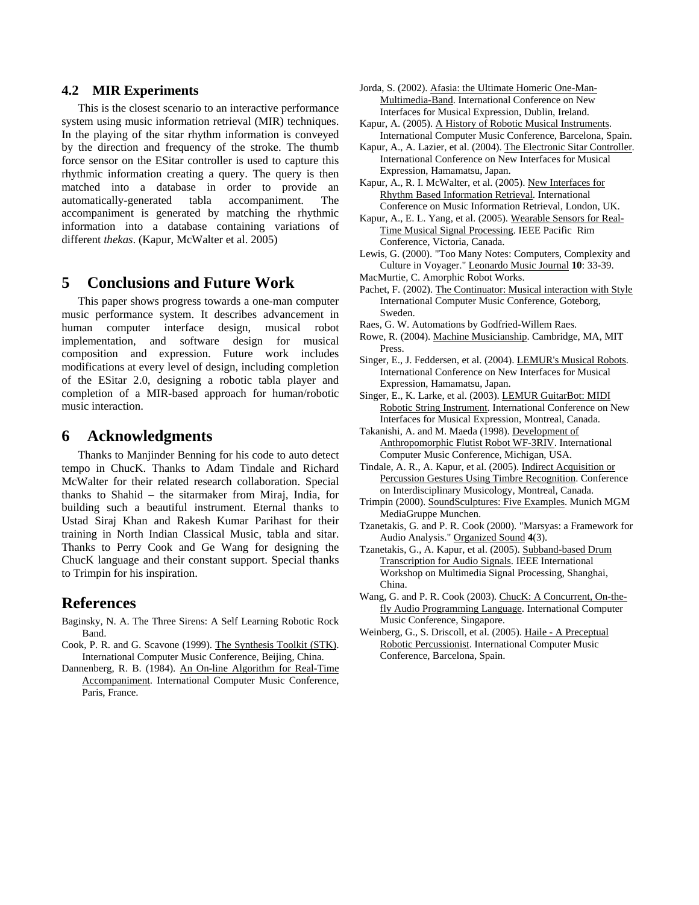### 4.2 MIR Experiments

This is the closest scenario to an interactive performance system using music information retrieval (MIR) techniques. In the playing of the sitar rhythm information is conveyed by the direction and frequency of the stroke. The thumb force sensor on the ESitar controller is used to capture this rhythmic information creating a query. The query is then matched into a database in order to provide an automatically-generated tabla accompaniment. The accompaniment is generated by matching the rhythmic information into a database containing variations of different *thekas*. (Kapur, McWalter et al. 2005)

## 5 Conclusions and Future Work

This paper shows progress towards a one-man computer music performance system. It describes advancement in human computer interface design, musical robot implementation, and software design for musical composition and expression. Future work includes modifications at every level of design, including completion of the ESitar 2.0, designing a robotic tabla player and completion of a MIR-based approach for human/robotic music interaction.

## 6 Acknowledgments

Thanks to Manjinder Benning for his code to auto detect tempo in ChucK. Thanks to Adam Tindale and Richard McWalter for their related research collaboration. Special thanks to Shahid – the sitarmaker from Miraj, India, for building such a beautiful instrument. Eternal thanks to Ustad Siraj Khan and Rakesh Kumar Parihast for their training in North Indian Classical Music, tabla and sitar. Thanks to Perry Cook and Ge Wang for designing the ChucK language and their constant support. Special thanks to Trimpin for his inspiration.

## References

Baginsky, N. A. The Three Sirens: A Self Learning Robotic Rock Band.

Cook, P. R. and G. Scavone (1999). The Synthesis Toolkit (STK). International Computer Music Conference, Beijing, China.

Dannenberg, R. B. (1984). An On-line Algorithm for Real-Time Accompaniment. International Computer Music Conference, Paris, France.

Jorda, S. (2002). Afasia: the Ultimate Homeric One-Man-Multimedia-Band. International Conference on New Interfaces for Musical Expression, Dublin, Ireland.

Kapur, A. (2005). A History of Robotic Musical Instruments. International Computer Music Conference, Barcelona, Spain.

Kapur, A., A. Lazier, et al. (2004). The Electronic Sitar Controller. International Conference on New Interfaces for Musical Expression, Hamamatsu, Japan.

Kapur, A., R. I. McWalter, et al. (2005). New Interfaces for Rhythm Based Information Retrieval. International Conference on Music Information Retrieval, London, UK.

Kapur, A., E. L. Yang, et al. (2005). Wearable Sensors for Real-Time Musical Signal Processing. IEEE Pacific Rim Conference, Victoria, Canada.

Lewis, G. (2000). "Too Many Notes: Computers, Complexity and Culture in Voyager." Leonardo Music Journal **10**: 33-39.

MacMurtie, C. Amorphic Robot Works.

Pachet, F. (2002). The Continuator: Musical interaction with Style International Computer Music Conference, Goteborg, Sweden.

Raes, G. W. Automations by Godfried-Willem Raes.

Rowe, R. (2004). Machine Musicianship. Cambridge, MA, MIT Press.

Singer, E., J. Feddersen, et al. (2004). LEMUR's Musical Robots. International Conference on New Interfaces for Musical Expression, Hamamatsu, Japan.

Singer, E., K. Larke, et al. (2003). LEMUR GuitarBot: MIDI Robotic String Instrument. International Conference on New Interfaces for Musical Expression, Montreal, Canada.

Takanishi, A. and M. Maeda (1998). Development of Anthropomorphic Flutist Robot WF-3RIV. International Computer Music Conference, Michigan, USA.

Tindale, A. R., A. Kapur, et al. (2005). Indirect Acquisition or Percussion Gestures Using Timbre Recognition. Conference on Interdisciplinary Musicology, Montreal, Canada.

Trimpin (2000). SoundSculptures: Five Examples. Munich MGM MediaGruppe Munchen.

Tzanetakis, G. and P. R. Cook (2000). "Marsyas: a Framework for Audio Analysis." Organized Sound **4**(3).

Tzanetakis, G., A. Kapur, et al. (2005). Subband-based Drum Transcription for Audio Signals. IEEE International Workshop on Multimedia Signal Processing, Shanghai, China.

Wang, G. and P. R. Cook (2003). ChucK: A Concurrent, On-the-fly Audio Programming Language. International Computer Music Conference, Singapore.

Weinberg, G., S. Driscoll, et al. (2005). Haile - A Preceptual Robotic Percussionist. International Computer Music Conference, Barcelona, Spain.